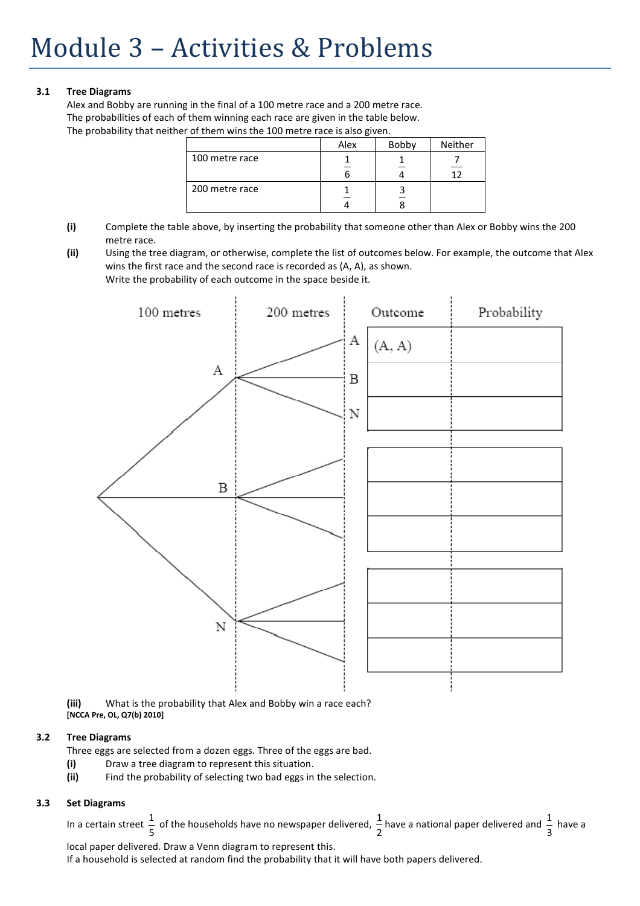# Module 3 – Activities & Problems

**3.1 Tree Diagrams**

Alex and Bobby are running in the final of a 100 metre race and a 200 metre race.
The probabilities of each of them winning each race are given in the table below.
The probability that neither of them wins the 100 metre race is also given.

| | Alex | Bobby | Neither |
|---|---|---|---|
| 100 metre race | $\frac{1}{6}$ | $\frac{1}{4}$ | $\frac{7}{12}$ |
| 200 metre race | $\frac{1}{4}$ | $\frac{3}{8}$ | |

**(i)** Complete the table above, by inserting the probability that someone other than Alex or Bobby wins the 200 metre race.

**(ii)** Using the tree diagram, or otherwise, complete the list of outcomes below. For example, the outcome that Alex wins the first race and the second race is recorded as (A, A), as shown.
Write the probability of each outcome in the space beside it.

| 100 metres | 200 metres | Outcome | Probability |
|---|---|---|---|
| A | A | (A, A) | |
| | B | | |
| | N | | |
| B | | | |
| | | | |
| | | | |
| N | | | |
| | | | |
| | | | |

**(iii)** What is the probability that Alex and Bobby win a race each?
**[NCCA Pre, OL, Q7(b) 2010]**

**3.2 Tree Diagrams**

Three eggs are selected from a dozen eggs. Three of the eggs are bad.

**(i)** Draw a tree diagram to represent this situation.

**(ii)** Find the probability of selecting two bad eggs in the selection.

**3.3 Set Diagrams**

In a certain street $\frac{1}{5}$ of the households have no newspaper delivered, $\frac{1}{2}$ have a national paper delivered and $\frac{1}{3}$ have a local paper delivered. Draw a Venn diagram to represent this.
If a household is selected at random find the probability that it will have both papers delivered.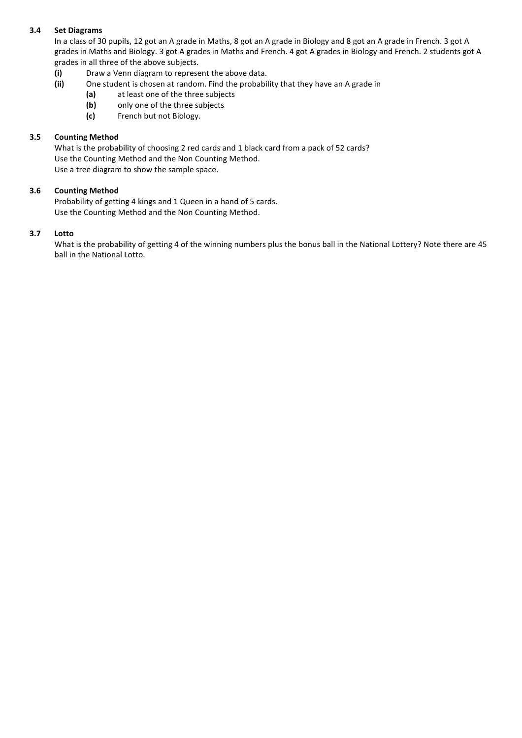### 3.4 Set Diagrams

In a class of 30 pupils, 12 got an A grade in Maths, 8 got an A grade in Biology and 8 got an A grade in French. 3 got A grades in Maths and Biology. 3 got A grades in Maths and French. 4 got A grades in Biology and French. 2 students got A grades in all three of the above subjects.

- **(i)** Draw a Venn diagram to represent the above data.
- **(ii)** One student is chosen at random. Find the probability that they have an A grade in
  - **(a)** at least one of the three subjects
  - **(b)** only one of the three subjects
  - **(c)** French but not Biology.

### 3.5 Counting Method

What is the probability of choosing 2 red cards and 1 black card from a pack of 52 cards?
Use the Counting Method and the Non Counting Method.
Use a tree diagram to show the sample space.

### 3.6 Counting Method

Probability of getting 4 kings and 1 Queen in a hand of 5 cards.
Use the Counting Method and the Non Counting Method.

### 3.7 Lotto

What is the probability of getting 4 of the winning numbers plus the bonus ball in the National Lottery? Note there are 45 ball in the National Lotto.